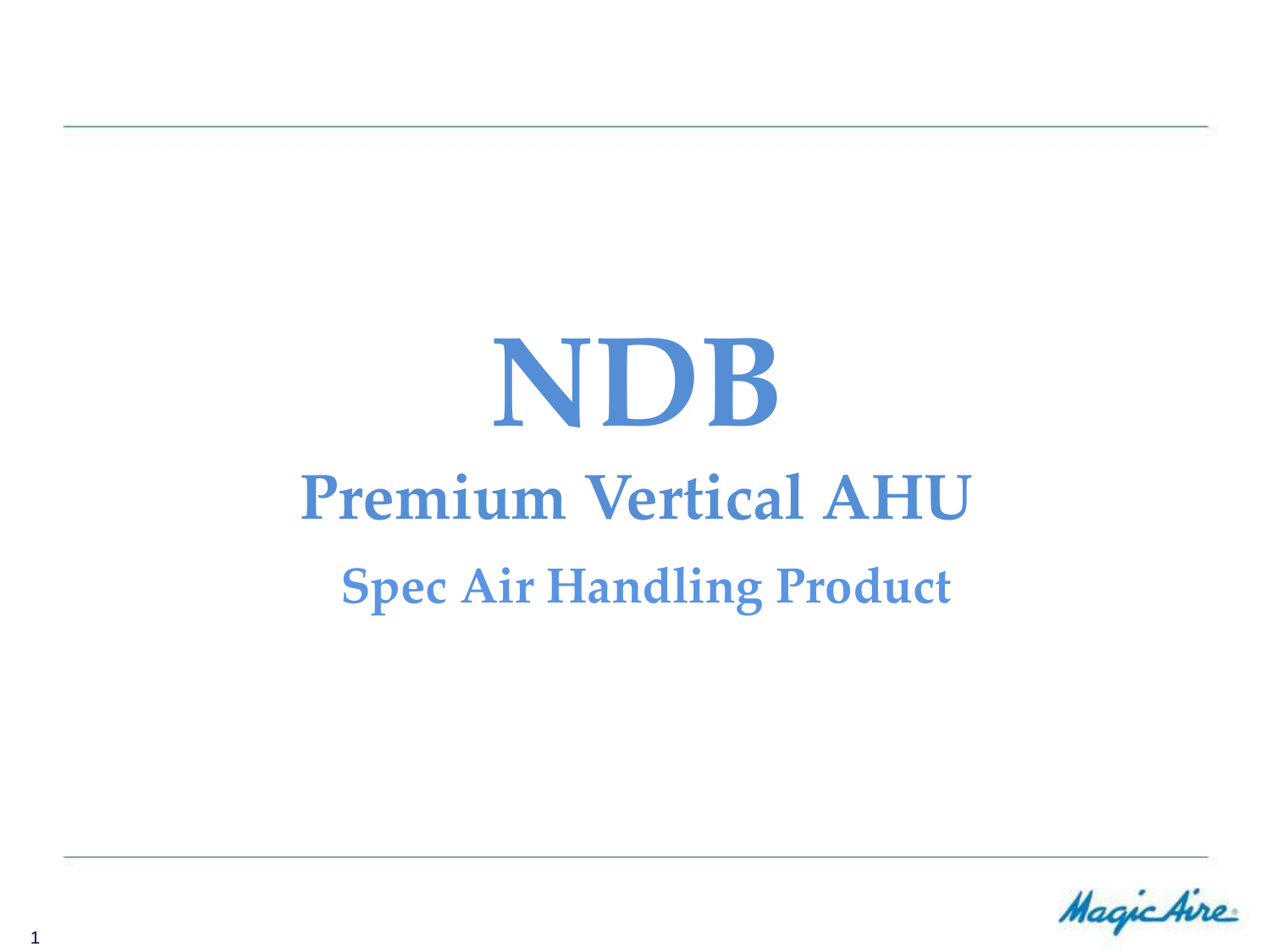# NDB

## Premium Vertical AHU

### Spec Air Handling Product

MagicAire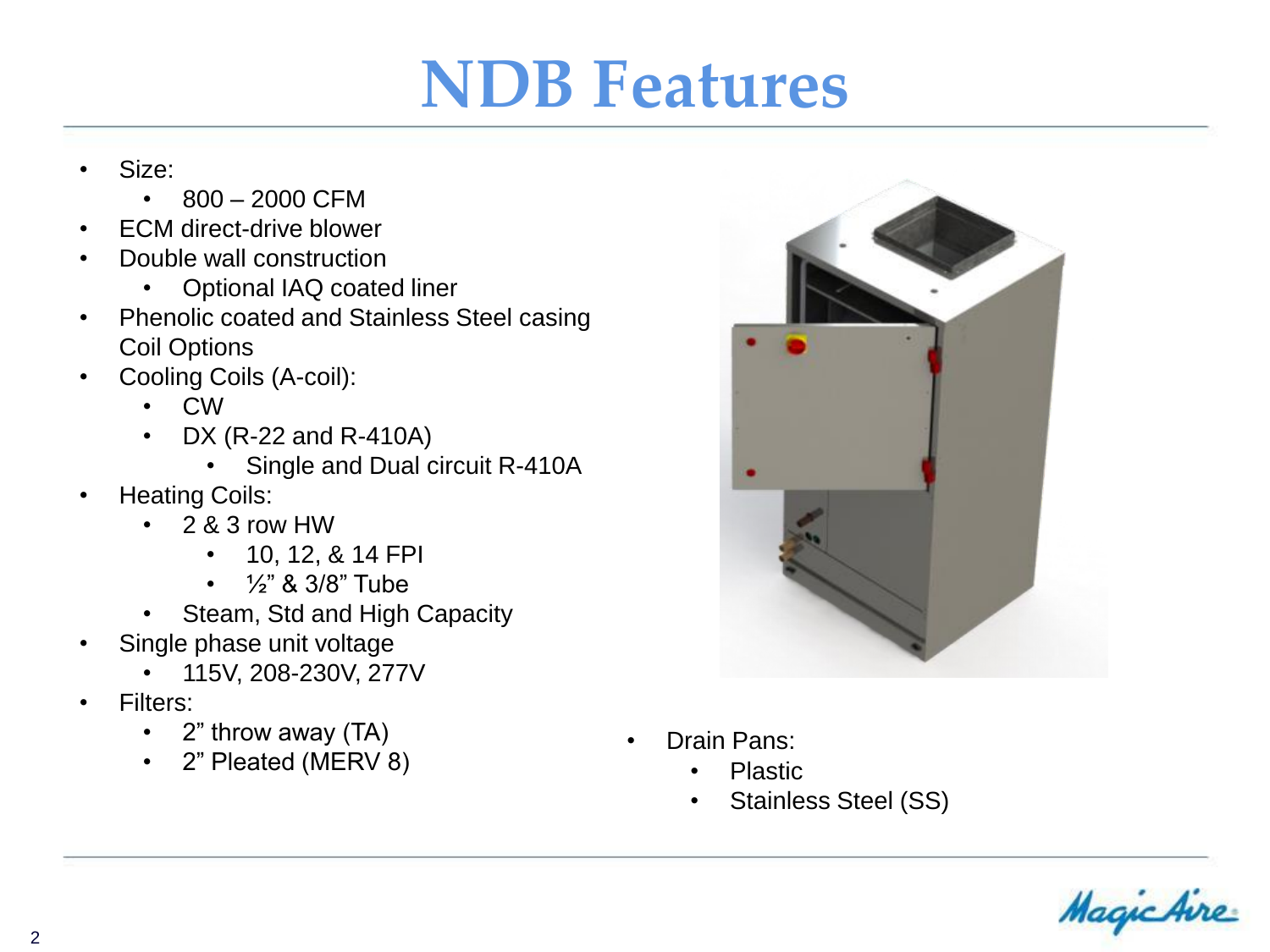# NDB Features

- Size:
  - 800 – 2000 CFM
- ECM direct-drive blower
- Double wall construction
  - Optional IAQ coated liner
- Phenolic coated and Stainless Steel casing Coil Options
- Cooling Coils (A-coil):
  - CW
  - DX (R-22 and R-410A)
    - Single and Dual circuit R-410A
- Heating Coils:
  - 2 & 3 row HW
    - 10, 12, & 14 FPI
    - ½" & 3/8" Tube
  - Steam, Std and High Capacity
- Single phase unit voltage
  - 115V, 208-230V, 277V
- Filters:
  - 2" throw away (TA)
  - 2" Pleated (MERV 8)
- Drain Pans:
  - Plastic
  - Stainless Steel (SS)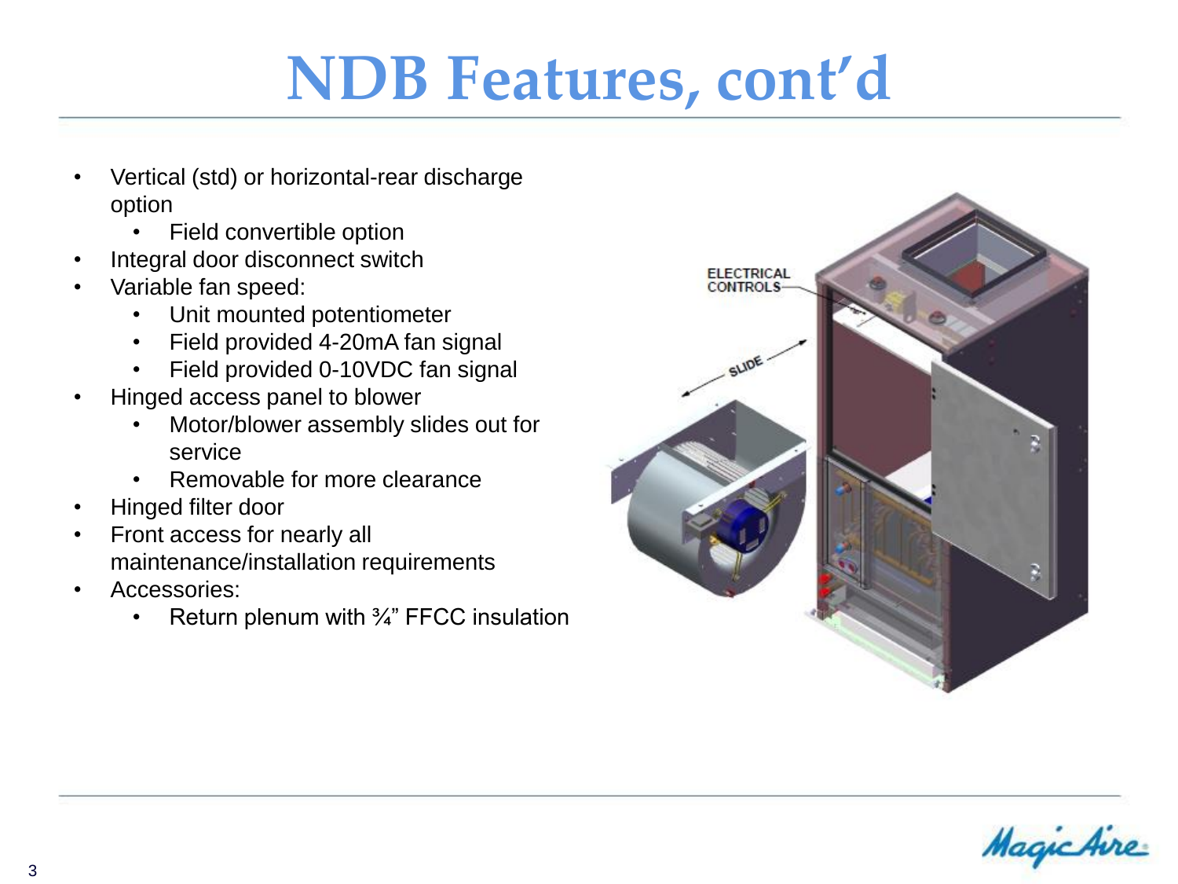# NDB Features, cont'd

- Vertical (std) or horizontal-rear discharge option
  - Field convertible option
- Integral door disconnect switch
- Variable fan speed:
  - Unit mounted potentiometer
  - Field provided 4-20mA fan signal
  - Field provided 0-10VDC fan signal
- Hinged access panel to blower
  - Motor/blower assembly slides out for service
  - Removable for more clearance
- Hinged filter door
- Front access for nearly all maintenance/installation requirements
- Accessories:
  - Return plenum with ¾" FFCC insulation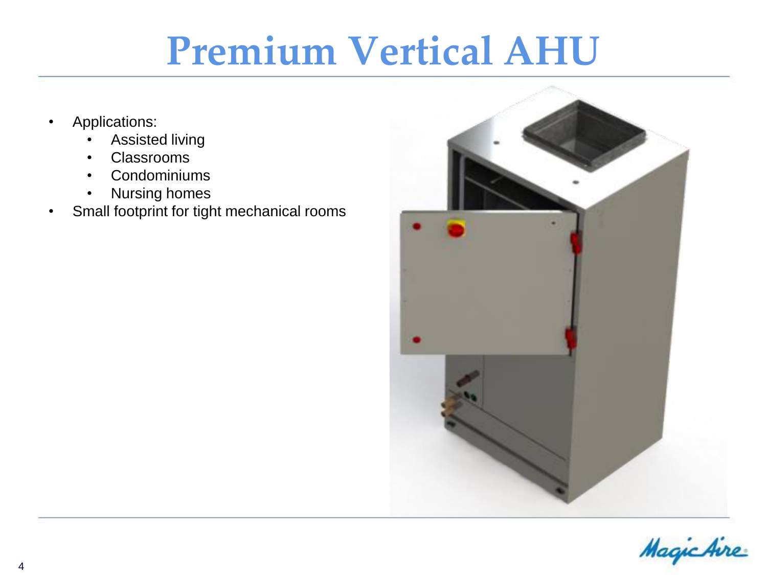# Premium Vertical AHU

- Applications:
  - Assisted living
  - Classrooms
  - Condominiums
  - Nursing homes
- Small footprint for tight mechanical rooms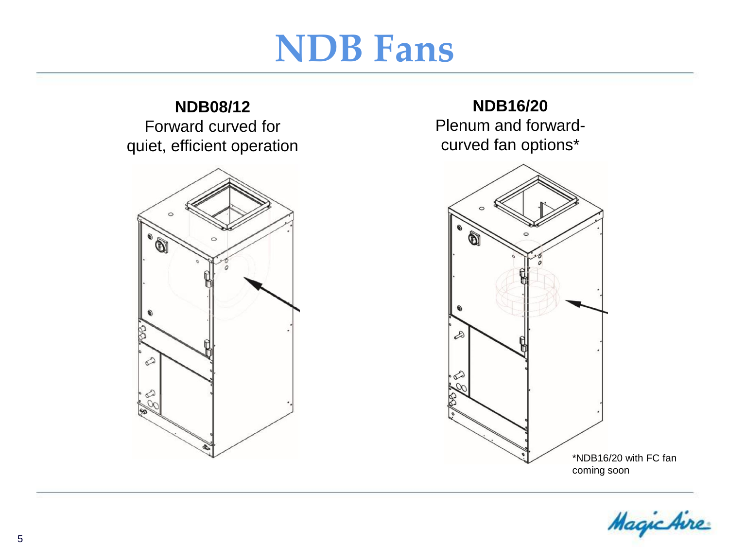# NDB Fans

**NDB08/12**
Forward curved for quiet, efficient operation

**NDB16/20**
Plenum and forward-curved fan options*

*NDB16/20 with FC fan coming soon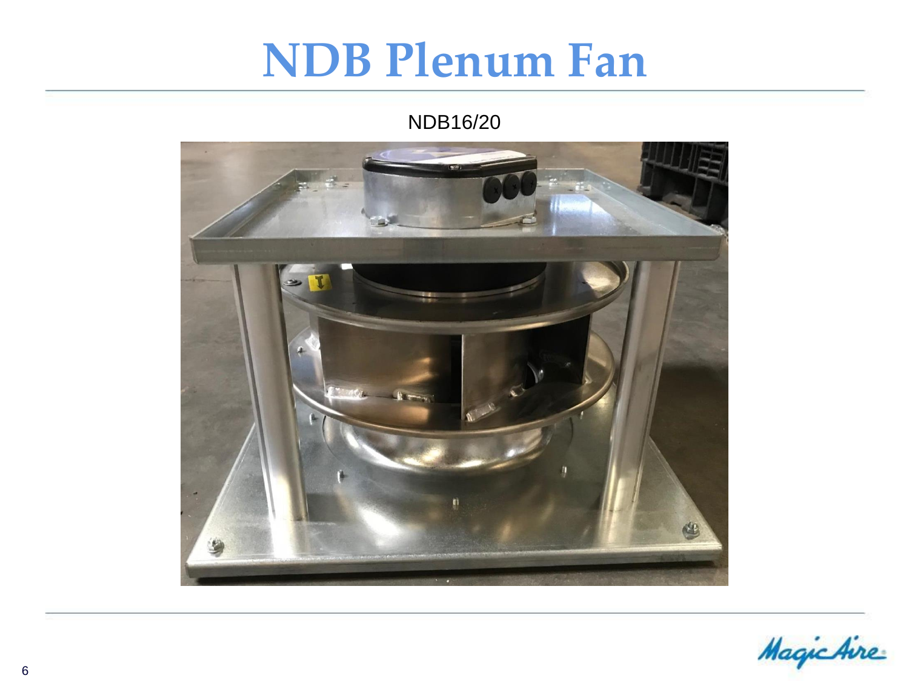# NDB Plenum Fan

NDB16/20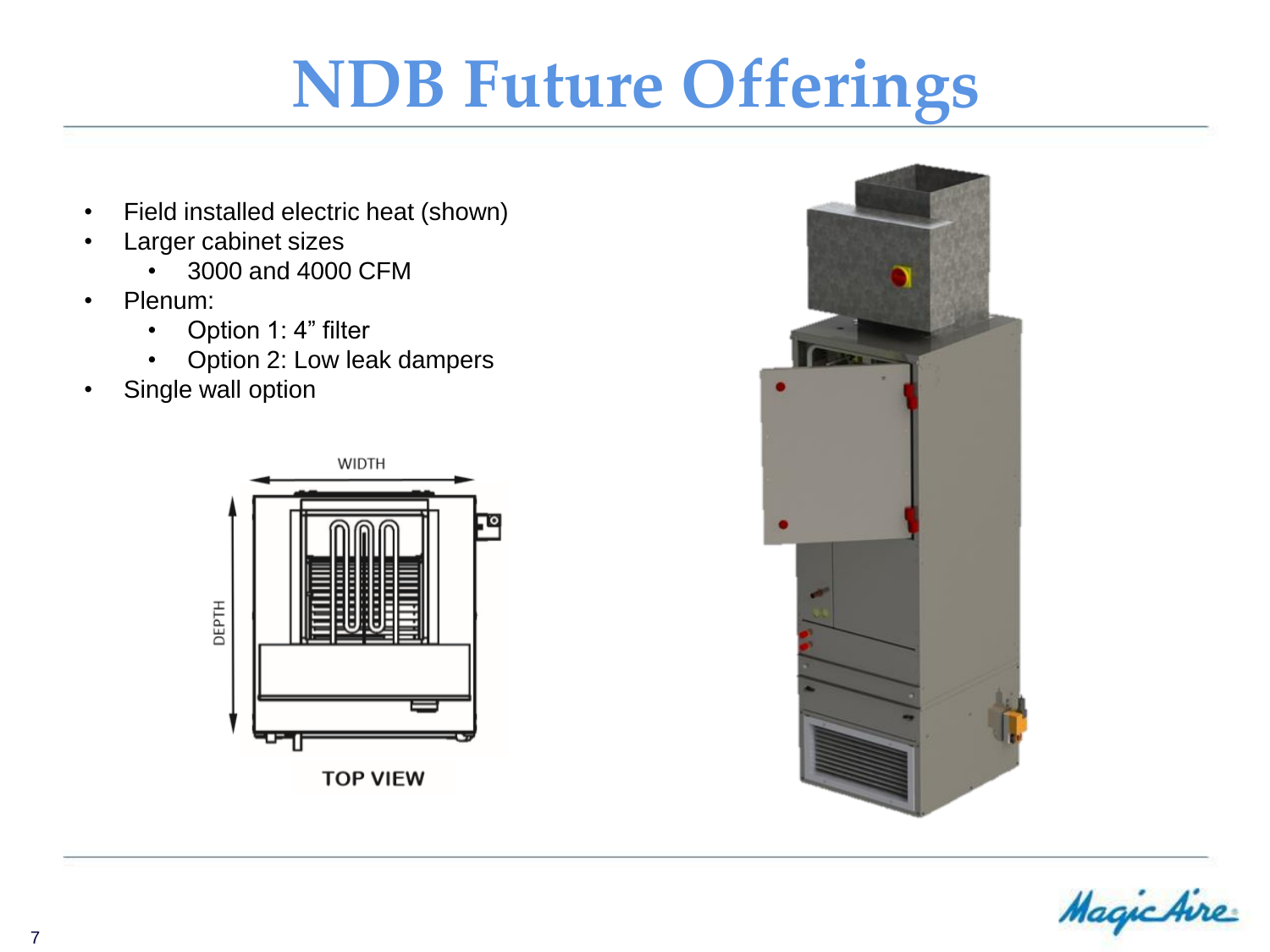# NDB Future Offerings

- Field installed electric heat (shown)
- Larger cabinet sizes
  - 3000 and 4000 CFM
- Plenum:
  - Option 1: 4” filter
  - Option 2: Low leak dampers
- Single wall option

WIDTH

DEPTH

TOP VIEW